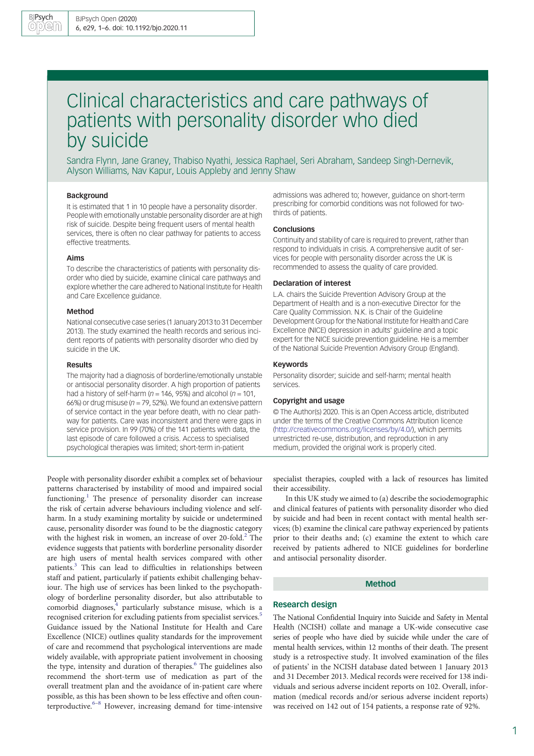# Clinical characteristics and care pathways of patients with personality disorder who died by suicide

Sandra Flynn, Jane Graney, Thabiso Nyathi, Jessica Raphael, Seri Abraham, Sandeep Singh-Dernevik, Alyson Williams, Nav Kapur, Louis Appleby and Jenny Shaw

### Background

It is estimated that 1 in 10 people have a personality disorder. People with emotionally unstable personality disorder are at high risk of suicide. Despite being frequent users of mental health services, there is often no clear pathway for patients to access effective treatments.

### Aims

To describe the characteristics of patients with personality disorder who died by suicide, examine clinical care pathways and explore whether the care adhered to National Institute for Health and Care Excellence guidance.

### Method

National consecutive case series (1 January 2013 to 31 December 2013). The study examined the health records and serious incident reports of patients with personality disorder who died by suicide in the UK.

### Results

The majority had a diagnosis of borderline/emotionally unstable or antisocial personality disorder. A high proportion of patients had a history of self-harm ($n = 146$, 95%) and alcohol ($n = 101$, 66%) or drug misuse ($n = 79$, 52%). We found an extensive pattern of service contact in the year before death, with no clear pathway for patients. Care was inconsistent and there were gaps in service provision. In 99 (70%) of the 141 patients with data, the last episode of care followed a crisis. Access to specialised psychological therapies was limited; short-term in-patient admissions was adhered to; however, guidance on short-term prescribing for comorbid conditions was not followed for two-thirds of patients.

### Conclusions

Continuity and stability of care is required to prevent, rather than respond to individuals in crisis. A comprehensive audit of services for people with personality disorder across the UK is recommended to assess the quality of care provided.

### Declaration of interest

L.A. chairs the Suicide Prevention Advisory Group at the Department of Health and is a non-executive Director for the Care Quality Commission. N.K. is Chair of the Guideline Development Group for the National Institute for Health and Care Excellence (NICE) depression in adults' guideline and a topic expert for the NICE suicide prevention guideline. He is a member of the National Suicide Prevention Advisory Group (England).

### Keywords

Personality disorder; suicide and self-harm; mental health services.

### Copyright and usage

© The Author(s) 2020. This is an Open Access article, distributed under the terms of the Creative Commons Attribution licence (http://creativecommons.org/licenses/by/4.0/), which permits unrestricted re-use, distribution, and reproduction in any medium, provided the original work is properly cited.

People with personality disorder exhibit a complex set of behaviour patterns characterised by instability of mood and impaired social functioning.[1] The presence of personality disorder can increase the risk of certain adverse behaviours including violence and self-harm. In a study examining mortality by suicide or undetermined cause, personality disorder was found to be the diagnostic category with the highest risk in women, an increase of over 20-fold.[2] The evidence suggests that patients with borderline personality disorder are high users of mental health services compared with other patients.[3] This can lead to difficulties in relationships between staff and patient, particularly if patients exhibit challenging behaviour. The high use of services has been linked to the psychopathology of borderline personality disorder, but also attributable to comorbid diagnoses,[4] particularly substance misuse, which is a recognised criterion for excluding patients from specialist services.[5] Guidance issued by the National Institute for Health and Care Excellence (NICE) outlines quality standards for the improvement of care and recommend that psychological interventions are made widely available, with appropriate patient involvement in choosing the type, intensity and duration of therapies.[6] The guidelines also recommend the short-term use of medication as part of the overall treatment plan and the avoidance of in-patient care where possible, as this has been shown to be less effective and often counterproductive.[6–8] However, increasing demand for time-intensive specialist therapies, coupled with a lack of resources has limited their accessibility.

In this UK study we aimed to (a) describe the sociodemographic and clinical features of patients with personality disorder who died by suicide and had been in recent contact with mental health services; (b) examine the clinical care pathway experienced by patients prior to their deaths and; (c) examine the extent to which care received by patients adhered to NICE guidelines for borderline and antisocial personality disorder.

## Method

### Research design

The National Confidential Inquiry into Suicide and Safety in Mental Health (NCISH) collate and manage a UK-wide consecutive case series of people who have died by suicide while under the care of mental health services, within 12 months of their death. The present study is a retrospective study. It involved examination of the files of patients' in the NCISH database dated between 1 January 2013 and 31 December 2013. Medical records were received for 138 individuals and serious adverse incident reports on 102. Overall, information (medical records and/or serious adverse incident reports) was received on 142 out of 154 patients, a response rate of 92%.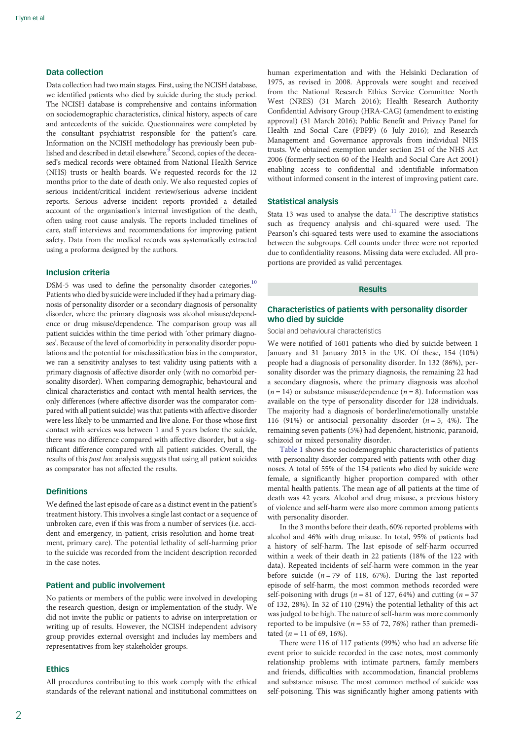## Data collection

Data collection had two main stages. First, using the NCISH database, we identified patients who died by suicide during the study period. The NCISH database is comprehensive and contains information on sociodemographic characteristics, clinical history, aspects of care and antecedents of the suicide. Questionnaires were completed by the consultant psychiatrist responsible for the patient's care. Information on the NCISH methodology has previously been published and described in detail elsewhere.[9] Second, copies of the deceased's medical records were obtained from National Health Service (NHS) trusts or health boards. We requested records for the 12 months prior to the date of death only. We also requested copies of serious incident/critical incident review/serious adverse incident reports. Serious adverse incident reports provided a detailed account of the organisation's internal investigation of the death, often using root cause analysis. The reports included timelines of care, staff interviews and recommendations for improving patient safety. Data from the medical records was systematically extracted using a proforma designed by the authors.

## Inclusion criteria

DSM-5 was used to define the personality disorder categories.[10] Patients who died by suicide were included if they had a primary diagnosis of personality disorder or a secondary diagnosis of personality disorder, where the primary diagnosis was alcohol misuse/dependence or drug misuse/dependence. The comparison group was all patient suicides within the time period with 'other primary diagnoses'. Because of the level of comorbidity in personality disorder populations and the potential for misclassification bias in the comparator, we ran a sensitivity analyses to test validity using patients with a primary diagnosis of affective disorder only (with no comorbid personality disorder). When comparing demographic, behavioural and clinical characteristics and contact with mental health services, the only differences (where affective disorder was the comparator compared with all patient suicide) was that patients with affective disorder were less likely to be unmarried and live alone. For those whose first contact with services was between 1 and 5 years before the suicide, there was no difference compared with affective disorder, but a significant difference compared with all patient suicides. Overall, the results of this *post hoc* analysis suggests that using all patient suicides as comparator has not affected the results.

## Definitions

We defined the last episode of care as a distinct event in the patient's treatment history. This involves a single last contact or a sequence of unbroken care, even if this was from a number of services (i.e. accident and emergency, in-patient, crisis resolution and home treatment, primary care). The potential lethality of self-harming prior to the suicide was recorded from the incident description recorded in the case notes.

## Patient and public involvement

No patients or members of the public were involved in developing the research question, design or implementation of the study. We did not invite the public or patients to advise on interpretation or writing up of results. However, the NCISH independent advisory group provides external oversight and includes lay members and representatives from key stakeholder groups.

## Ethics

All procedures contributing to this work comply with the ethical standards of the relevant national and institutional committees on human experimentation and with the Helsinki Declaration of 1975, as revised in 2008. Approvals were sought and received from the National Research Ethics Service Committee North West (NRES) (31 March 2016); Health Research Authority Confidential Advisory Group (HRA-CAG) (amendment to existing approval) (31 March 2016); Public Benefit and Privacy Panel for Health and Social Care (PBPP) (6 July 2016); and Research Management and Governance approvals from individual NHS trusts. We obtained exemption under section 251 of the NHS Act 2006 (formerly section 60 of the Health and Social Care Act 2001) enabling access to confidential and identifiable information without informed consent in the interest of improving patient care.

## Statistical analysis

Stata 13 was used to analyse the data.[11] The descriptive statistics such as frequency analysis and chi-squared were used. The Pearson's chi-squared tests were used to examine the associations between the subgroups. Cell counts under three were not reported due to confidentiality reasons. Missing data were excluded. All proportions are provided as valid percentages.

# Results

## Characteristics of patients with personality disorder who died by suicide

### Social and behavioural characteristics

We were notified of 1601 patients who died by suicide between 1 January and 31 January 2013 in the UK. Of these, 154 (10%) people had a diagnosis of personality disorder. In 132 (86%), personality disorder was the primary diagnosis, the remaining 22 had a secondary diagnosis, where the primary diagnosis was alcohol ($n = 14$) or substance misuse/dependence ($n = 8$). Information was available on the type of personality disorder for 128 individuals. The majority had a diagnosis of borderline/emotionally unstable 116 (91%) or antisocial personality disorder ($n = 5$, 4%). The remaining seven patients (5%) had dependent, histrionic, paranoid, schizoid or mixed personality disorder.

Table 1 shows the sociodemographic characteristics of patients with personality disorder compared with patients with other diagnoses. A total of 55% of the 154 patients who died by suicide were female, a significantly higher proportion compared with other mental health patients. The mean age of all patients at the time of death was 42 years. Alcohol and drug misuse, a previous history of violence and self-harm were also more common among patients with personality disorder.

In the 3 months before their death, 60% reported problems with alcohol and 46% with drug misuse. In total, 95% of patients had a history of self-harm. The last episode of self-harm occurred within a week of their death in 22 patients (18% of the 122 with data). Repeated incidents of self-harm were common in the year before suicide ($n = 79$ of 118, 67%). During the last reported episode of self-harm, the most common methods recorded were self-poisoning with drugs ($n = 81$ of 127, 64%) and cutting ($n = 37$ of 132, 28%). In 32 of 110 (29%) the potential lethality of this act was judged to be high. The nature of self-harm was more commonly reported to be impulsive ($n = 55$ of 72, 76%) rather than premeditated ($n = 11$ of 69, 16%).

There were 116 of 117 patients (99%) who had an adverse life event prior to suicide recorded in the case notes, most commonly relationship problems with intimate partners, family members and friends, difficulties with accommodation, financial problems and substance misuse. The most common method of suicide was self-poisoning. This was significantly higher among patients with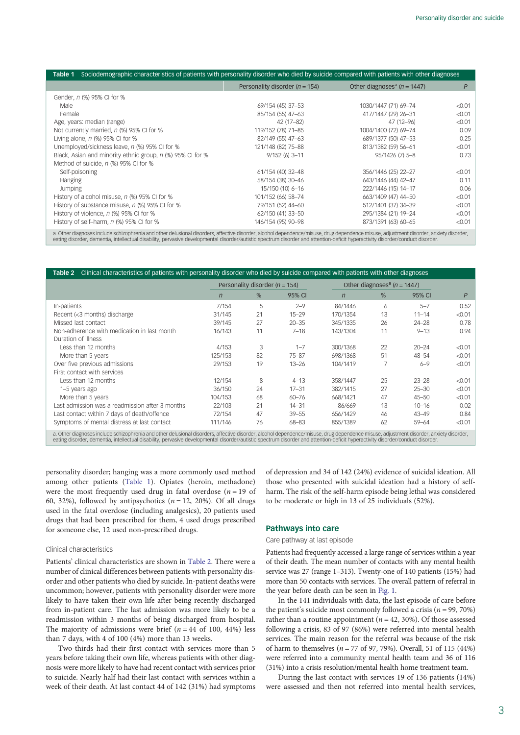**Table 1** Sociodemographic characteristics of patients with personality disorder who died by suicide compared with patients with other diagnoses

| | Personality disorder ($n = 154$) | Other diagnoses[a] ($n = 1447$) | *P* |
|---|---|---|---|
| Gender, *n* (%) 95% CI for % | | | |
| Male | 69/154 (45) 37–53 | 1030/1447 (71) 69–74 | <0.01 |
| Female | 85/154 (55) 47–63 | 417/1447 (29) 26–31 | <0.01 |
| Age, years: median (range) | 42 (17–82) | 47 (12–96) | <0.01 |
| Not currently married, *n* (%) 95% CI for % | 119/152 (78) 71–85 | 1004/1400 (72) 69–74 | 0.09 |
| Living alone, *n* (%) 95% CI for % | 82/149 (55) 47–63 | 689/1377 (50) 47–53 | 0.25 |
| Unemployed/sickness leave, *n* (%) 95% CI for % | 121/148 (82) 75–88 | 813/1382 (59) 56–61 | <0.01 |
| Black, Asian and minority ethnic group, *n* (%) 95% CI for % | 9/152 (6) 3–11 | 95/1426 (7) 5–8 | 0.73 |
| Method of suicide, *n* (%) 95% CI for % | | | |
| Self-poisoning | 61/154 (40) 32–48 | 356/1446 (25) 22–27 | <0.01 |
| Hanging | 58/154 (38) 30–46 | 643/1446 (44) 42–47 | 0.11 |
| Jumping | 15/150 (10) 6–16 | 222/1446 (15) 14–17 | 0.06 |
| History of alcohol misuse, *n* (%) 95% CI for % | 101/152 (66) 58–74 | 663/1409 (47) 44–50 | <0.01 |
| History of substance misuse, *n* (%) 95% CI for % | 79/151 (52) 44–60 | 512/1401 (37) 34–39 | <0.01 |
| History of violence, *n* (%) 95% CI for % | 62/150 (41) 33–50 | 295/1384 (21) 19–24 | <0.01 |
| History of self-harm, *n* (%) 95% CI for % | 146/154 (95) 90–98 | 873/1391 (63) 60–65 | <0.01 |

a. Other diagnoses include schizophrenia and other delusional disorders, affective disorder, alcohol dependence/misuse, drug dependence misuse, adjustment disorder, anxiety disorder, eating disorder, dementia, intellectual disability, pervasive developmental disorder/autistic spectrum disorder and attention-deficit hyperactivity disorder/conduct disorder.

**Table 2** Clinical characteristics of patients with personality disorder who died by suicide compared with patients with other diagnoses

| | Personality disorder ($n = 154$) | | | Other diagnoses[a] ($n = 1447$) | | | |
|---|---|---|---|---|---|---|---|
| | *n* | % | 95% CI | *n* | % | 95% CI | *P* |
| In-patients | 7/154 | 5 | 2–9 | 84/1446 | 6 | 5–7 | 0.52 |
| Recent (<3 months) discharge | 31/145 | 21 | 15–29 | 170/1354 | 13 | 11–14 | <0.01 |
| Missed last contact | 39/145 | 27 | 20–35 | 345/1335 | 26 | 24–28 | 0.78 |
| Non-adherence with medication in last month | 16/143 | 11 | 7–18 | 143/1304 | 11 | 9–13 | 0.94 |
| Duration of illness | | | | | | | |
| Less than 12 months | 4/153 | 3 | 1–7 | 300/1368 | 22 | 20–24 | <0.01 |
| More than 5 years | 125/153 | 82 | 75–87 | 698/1368 | 51 | 48–54 | <0.01 |
| Over five previous admissions | 29/153 | 19 | 13–26 | 104/1419 | 7 | 6–9 | <0.01 |
| First contact with services | | | | | | | |
| Less than 12 months | 12/154 | 8 | 4–13 | 358/1447 | 25 | 23–28 | <0.01 |
| 1–5 years ago | 36/150 | 24 | 17–31 | 382/1415 | 27 | 25–30 | <0.01 |
| More than 5 years | 104/153 | 68 | 60–76 | 668/1421 | 47 | 45–50 | <0.01 |
| Last admission was a readmission after 3 months | 22/103 | 21 | 14–31 | 86/669 | 13 | 10–16 | 0.02 |
| Last contact within 7 days of death/offence | 72/154 | 47 | 39–55 | 656/1429 | 46 | 43–49 | 0.84 |
| Symptoms of mental distress at last contact | 111/146 | 76 | 68–83 | 855/1389 | 62 | 59–64 | <0.01 |

a. Other diagnoses include schizophrenia and other delusional disorders, affective disorder, alcohol dependence/misuse, drug dependence misuse, adjustment disorder, anxiety disorder, eating disorder, dementia, intellectual disability, pervasive developmental disorder/autistic spectrum disorder and attention-deficit hyperactivity disorder/conduct disorder.

personality disorder; hanging was a more commonly used method among other patients (Table 1). Opiates (heroin, methadone) were the most frequently used drug in fatal overdose ($n = 19$ of 60, 32%), followed by antipsychotics ($n = 12$, 20%). Of all drugs used in the fatal overdose (including analgesics), 20 patients used drugs that had been prescribed for them, 4 used drugs prescribed for someone else, 12 used non-prescribed drugs.

### Clinical characteristics

Patients' clinical characteristics are shown in Table 2. There were a number of clinical differences between patients with personality disorder and other patients who died by suicide. In-patient deaths were uncommon; however, patients with personality disorder were more likely to have taken their own life after being recently discharged from in-patient care. The last admission was more likely to be a readmission within 3 months of being discharged from hospital. The majority of admissions were brief ($n = 44$ of 100, 44%) less than 7 days, with 4 of 100 (4%) more than 13 weeks.

Two-thirds had their first contact with services more than 5 years before taking their own life, whereas patients with other diagnosis were more likely to have had recent contact with services prior to suicide. Nearly half had their last contact with services within a week of their death. At last contact 44 of 142 (31%) had symptoms of depression and 34 of 142 (24%) evidence of suicidal ideation. All those who presented with suicidal ideation had a history of self-harm. The risk of the self-harm episode being lethal was considered to be moderate or high in 13 of 25 individuals (52%).

## Pathways into care

### Care pathway at last episode

Patients had frequently accessed a large range of services within a year of their death. The mean number of contacts with any mental health service was 27 (range 1–313). Twenty-one of 140 patients (15%) had more than 50 contacts with services. The overall pattern of referral in the year before death can be seen in Fig. 1.

In the 141 individuals with data, the last episode of care before the patient's suicide most commonly followed a crisis ($n = 99$, 70%) rather than a routine appointment ($n = 42$, 30%). Of those assessed following a crisis, 83 of 97 (86%) were referred into mental health services. The main reason for the referral was because of the risk of harm to themselves ($n = 77$ of 97, 79%). Overall, 51 of 115 (44%) were referred into a community mental health team and 36 of 116 (31%) into a crisis resolution/mental health home treatment team.

During the last contact with services 19 of 136 patients (14%) were assessed and then not referred into mental health services,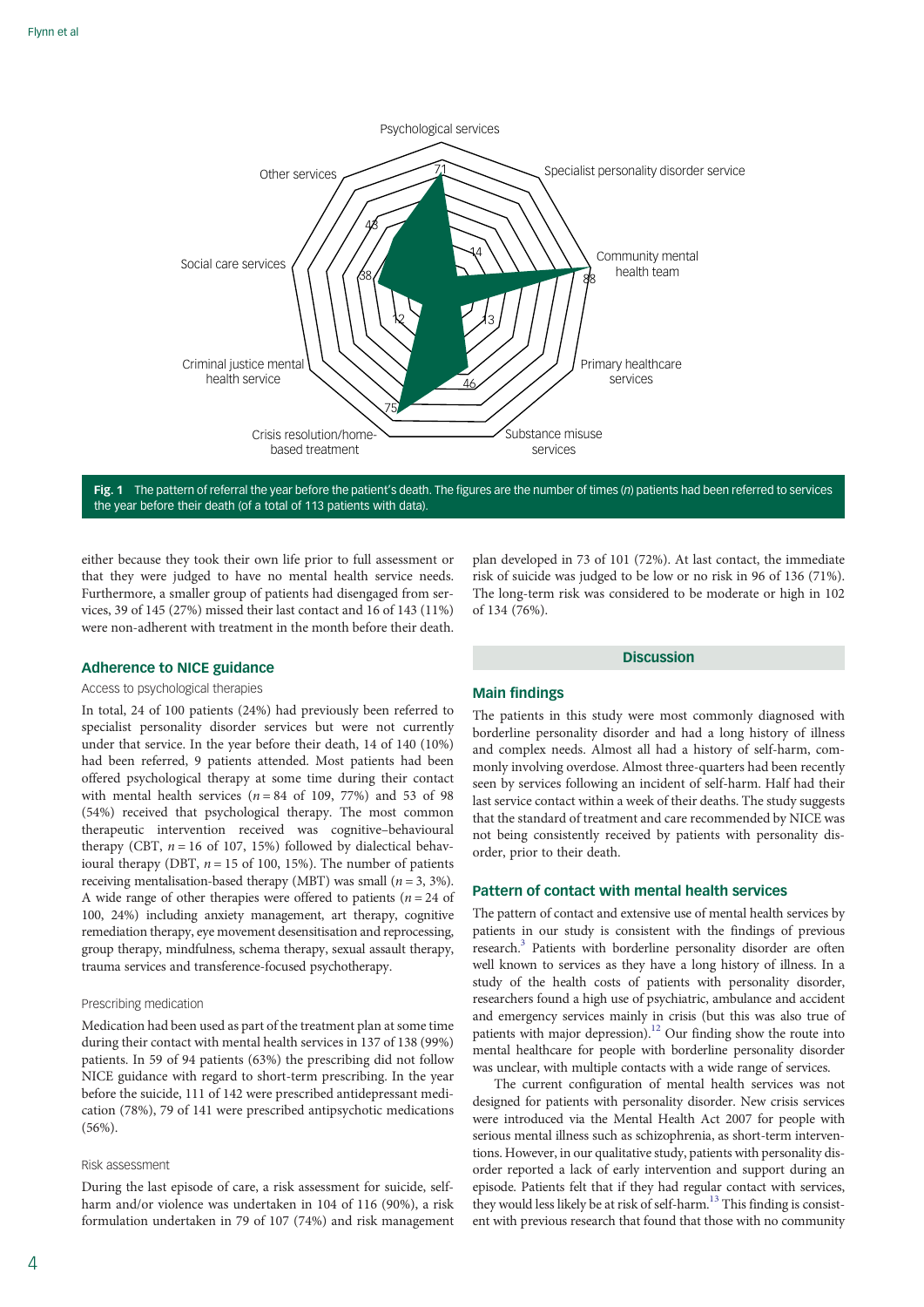Fig. 1 The pattern of referral the year before the patient's death. The figures are the number of times (*n*) patients had been referred to services the year before their death (of a total of 113 patients with data).

either because they took their own life prior to full assessment or that they were judged to have no mental health service needs. Furthermore, a smaller group of patients had disengaged from services, 39 of 145 (27%) missed their last contact and 16 of 143 (11%) were non-adherent with treatment in the month before their death.

## Adherence to NICE guidance

### Access to psychological therapies

In total, 24 of 100 patients (24%) had previously been referred to specialist personality disorder services but were not currently under that service. In the year before their death, 14 of 140 (10%) had been referred, 9 patients attended. Most patients had been offered psychological therapy at some time during their contact with mental health services (*n* = 84 of 109, 77%) and 53 of 98 (54%) received that psychological therapy. The most common therapeutic intervention received was cognitive–behavioural therapy (CBT, *n* = 16 of 107, 15%) followed by dialectical behavioural therapy (DBT, *n* = 15 of 100, 15%). The number of patients receiving mentalisation-based therapy (MBT) was small (*n* = 3, 3%). A wide range of other therapies were offered to patients (*n* = 24 of 100, 24%) including anxiety management, art therapy, cognitive remediation therapy, eye movement desensitisation and reprocessing, group therapy, mindfulness, schema therapy, sexual assault therapy, trauma services and transference-focused psychotherapy.

### Prescribing medication

Medication had been used as part of the treatment plan at some time during their contact with mental health services in 137 of 138 (99%) patients. In 59 of 94 patients (63%) the prescribing did not follow NICE guidance with regard to short-term prescribing. In the year before the suicide, 111 of 142 were prescribed antidepressant medication (78%), 79 of 141 were prescribed antipsychotic medications (56%).

### Risk assessment

During the last episode of care, a risk assessment for suicide, self-harm and/or violence was undertaken in 104 of 116 (90%), a risk formulation undertaken in 79 of 107 (74%) and risk management plan developed in 73 of 101 (72%). At last contact, the immediate risk of suicide was judged to be low or no risk in 96 of 136 (71%). The long-term risk was considered to be moderate or high in 102 of 134 (76%).

# Discussion

## Main findings

The patients in this study were most commonly diagnosed with borderline personality disorder and had a long history of illness and complex needs. Almost all had a history of self-harm, commonly involving overdose. Almost three-quarters had been recently seen by services following an incident of self-harm. Half had their last service contact within a week of their deaths. The study suggests that the standard of treatment and care recommended by NICE was not being consistently received by patients with personality disorder, prior to their death.

## Pattern of contact with mental health services

The pattern of contact and extensive use of mental health services by patients in our study is consistent with the findings of previous research.[3] Patients with borderline personality disorder are often well known to services as they have a long history of illness. In a study of the health costs of patients with personality disorder, researchers found a high use of psychiatric, ambulance and accident and emergency services mainly in crisis (but this was also true of patients with major depression).[12] Our finding show the route into mental healthcare for people with borderline personality disorder was unclear, with multiple contacts with a wide range of services.

The current configuration of mental health services was not designed for patients with personality disorder. New crisis services were introduced via the Mental Health Act 2007 for people with serious mental illness such as schizophrenia, as short-term interventions. However, in our qualitative study, patients with personality disorder reported a lack of early intervention and support during an episode. Patients felt that if they had regular contact with services, they would less likely be at risk of self-harm.[13] This finding is consistent with previous research that found that those with no community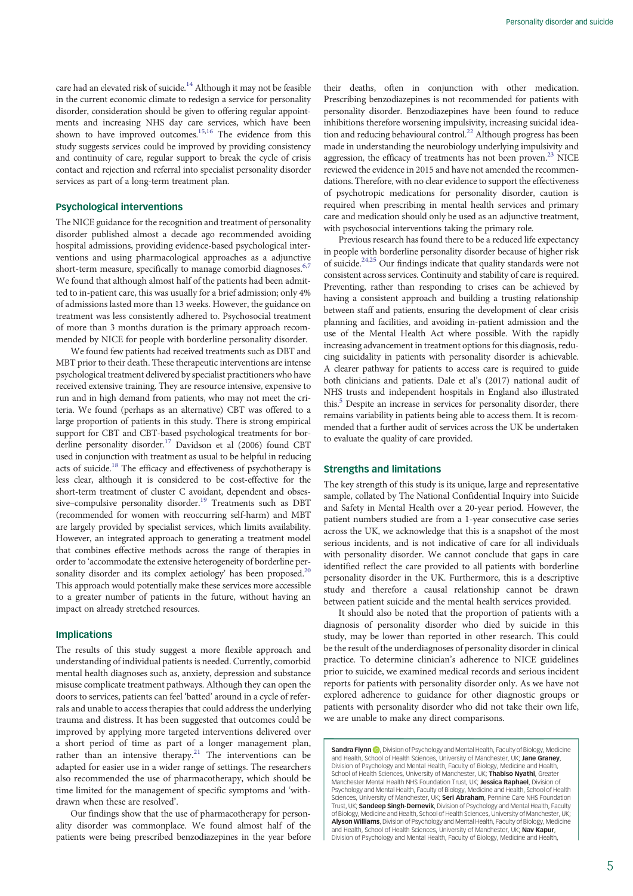care had an elevated risk of suicide.[14] Although it may not be feasible in the current economic climate to redesign a service for personality disorder, consideration should be given to offering regular appointments and increasing NHS day care services, which have been shown to have improved outcomes.[15,16] The evidence from this study suggests services could be improved by providing consistency and continuity of care, regular support to break the cycle of crisis contact and rejection and referral into specialist personality disorder services as part of a long-term treatment plan.

## Psychological interventions

The NICE guidance for the recognition and treatment of personality disorder published almost a decade ago recommended avoiding hospital admissions, providing evidence-based psychological interventions and using pharmacological approaches as a adjunctive short-term measure, specifically to manage comorbid diagnoses.[6,7] We found that although almost half of the patients had been admitted to in-patient care, this was usually for a brief admission; only 4% of admissions lasted more than 13 weeks. However, the guidance on treatment was less consistently adhered to. Psychosocial treatment of more than 3 months duration is the primary approach recommended by NICE for people with borderline personality disorder.

We found few patients had received treatments such as DBT and MBT prior to their death. These therapeutic interventions are intense psychological treatment delivered by specialist practitioners who have received extensive training. They are resource intensive, expensive to run and in high demand from patients, who may not meet the criteria. We found (perhaps as an alternative) CBT was offered to a large proportion of patients in this study. There is strong empirical support for CBT and CBT-based psychological treatments for borderline personality disorder.[17] Davidson et al (2006) found CBT used in conjunction with treatment as usual to be helpful in reducing acts of suicide.[18] The efficacy and effectiveness of psychotherapy is less clear, although it is considered to be cost-effective for the short-term treatment of cluster C avoidant, dependent and obsessive–compulsive personality disorder.[19] Treatments such as DBT (recommended for women with reoccurring self-harm) and MBT are largely provided by specialist services, which limits availability. However, an integrated approach to generating a treatment model that combines effective methods across the range of therapies in order to 'accommodate the extensive heterogeneity of borderline personality disorder and its complex aetiology' has been proposed.[20] This approach would potentially make these services more accessible to a greater number of patients in the future, without having an impact on already stretched resources.

## Implications

The results of this study suggest a more flexible approach and understanding of individual patients is needed. Currently, comorbid mental health diagnoses such as, anxiety, depression and substance misuse complicate treatment pathways. Although they can open the doors to services, patients can feel 'batted' around in a cycle of referrals and unable to access therapies that could address the underlying trauma and distress. It has been suggested that outcomes could be improved by applying more targeted interventions delivered over a short period of time as part of a longer management plan, rather than an intensive therapy.[21] The interventions can be adapted for easier use in a wider range of settings. The researchers also recommended the use of pharmacotherapy, which should be time limited for the management of specific symptoms and 'withdrawn when these are resolved'.

Our findings show that the use of pharmacotherapy for personality disorder was commonplace. We found almost half of the patients were being prescribed benzodiazepines in the year before their deaths, often in conjunction with other medication. Prescribing benzodiazepines is not recommended for patients with personality disorder. Benzodiazepines have been found to reduce inhibitions therefore worsening impulsivity, increasing suicidal ideation and reducing behavioural control.[22] Although progress has been made in understanding the neurobiology underlying impulsivity and aggression, the efficacy of treatments has not been proven.[23] NICE reviewed the evidence in 2015 and have not amended the recommendations. Therefore, with no clear evidence to support the effectiveness of psychotropic medications for personality disorder, caution is required when prescribing in mental health services and primary care and medication should only be used as an adjunctive treatment, with psychosocial interventions taking the primary role.

Previous research has found there to be a reduced life expectancy in people with borderline personality disorder because of higher risk of suicide.[24,25] Our findings indicate that quality standards were not consistent across services. Continuity and stability of care is required. Preventing, rather than responding to crises can be achieved by having a consistent approach and building a trusting relationship between staff and patients, ensuring the development of clear crisis planning and facilities, and avoiding in-patient admission and the use of the Mental Health Act where possible. With the rapidly increasing advancement in treatment options for this diagnosis, reducing suicidality in patients with personality disorder is achievable. A clearer pathway for patients to access care is required to guide both clinicians and patients. Dale et al's (2017) national audit of NHS trusts and independent hospitals in England also illustrated this.[5] Despite an increase in services for personality disorder, there remains variability in patients being able to access them. It is recommended that a further audit of services across the UK be undertaken to evaluate the quality of care provided.

## Strengths and limitations

The key strength of this study is its unique, large and representative sample, collated by The National Confidential Inquiry into Suicide and Safety in Mental Health over a 20-year period. However, the patient numbers studied are from a 1-year consecutive case series across the UK, we acknowledge that this is a snapshot of the most serious incidents, and is not indicative of care for all individuals with personality disorder. We cannot conclude that gaps in care identified reflect the care provided to all patients with borderline personality disorder in the UK. Furthermore, this is a descriptive study and therefore a causal relationship cannot be drawn between patient suicide and the mental health services provided.

It should also be noted that the proportion of patients with a diagnosis of personality disorder who died by suicide in this study, may be lower than reported in other research. This could be the result of the underdiagnoses of personality disorder in clinical practice. To determine clinician's adherence to NICE guidelines prior to suicide, we examined medical records and serious incident reports for patients with personality disorder only. As we have not explored adherence to guidance for other diagnostic groups or patients with personality disorder who did not take their own life, we are unable to make any direct comparisons.

**Sandra Flynn**, Division of Psychology and Mental Health, Faculty of Biology, Medicine and Health, School of Health Sciences, University of Manchester, UK; **Jane Graney**, Division of Psychology and Mental Health, Faculty of Biology, Medicine and Health, School of Health Sciences, University of Manchester, UK; **Thabiso Nyathi**, Greater Manchester Mental Health NHS Foundation Trust, UK; **Jessica Raphael**, Division of Psychology and Mental Health, Faculty of Biology, Medicine and Health, School of Health Sciences, University of Manchester, UK; **Seri Abraham**, Pennine Care NHS Foundation Trust, UK; **Sandeep Singh-Dernevik**, Division of Psychology and Mental Health, Faculty of Biology, Medicine and Health, School of Health Sciences, University of Manchester, UK; **Alyson Williams**, Division of Psychology and Mental Health, Faculty of Biology, Medicine and Health, School of Health Sciences, University of Manchester, UK; **Nav Kapur**, Division of Psychology and Mental Health, Faculty of Biology, Medicine and Health,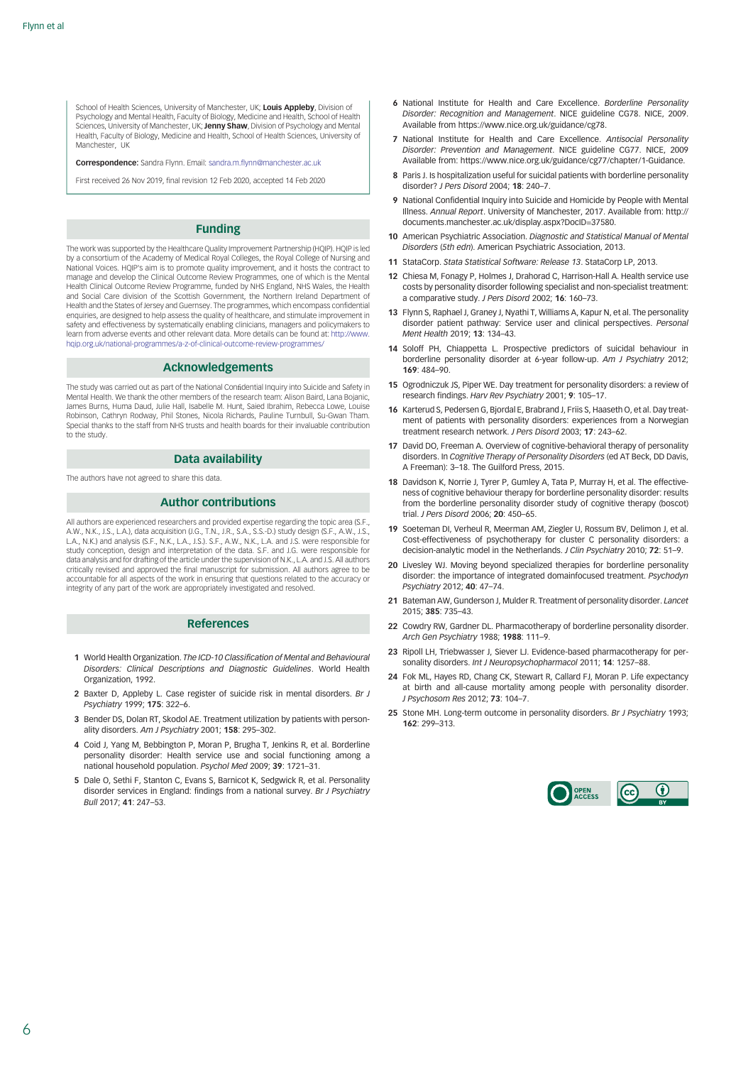School of Health Sciences, University of Manchester, UK; **Louis Appleby**, Division of Psychology and Mental Health, Faculty of Biology, Medicine and Health, School of Health Sciences, University of Manchester, UK; **Jenny Shaw**, Division of Psychology and Mental Health, Faculty of Biology, Medicine and Health, School of Health Sciences, University of Manchester, UK

**Correspondence:** Sandra Flynn. Email: sandra.m.flynn@manchester.ac.uk

First received 26 Nov 2019, final revision 12 Feb 2020, accepted 14 Feb 2020

## Funding

The work was supported by the Healthcare Quality Improvement Partnership (HQIP). HQIP is led by a consortium of the Academy of Medical Royal Colleges, the Royal College of Nursing and National Voices. HQIP's aim is to promote quality improvement, and it hosts the contract to manage and develop the Clinical Outcome Review Programmes, one of which is the Mental Health Clinical Outcome Review Programme, funded by NHS England, NHS Wales, the Health and Social Care division of the Scottish Government, the Northern Ireland Department of Health and the States of Jersey and Guernsey. The programmes, which encompass confidential enquiries, are designed to help assess the quality of healthcare, and stimulate improvement in safety and effectiveness by systematically enabling clinicians, managers and policymakers to learn from adverse events and other relevant data. More details can be found at: http://www.hqip.org.uk/national-programmes/a-z-of-clinical-outcome-review-programmes/

## Acknowledgements

The study was carried out as part of the National Confidential Inquiry into Suicide and Safety in Mental Health. We thank the other members of the research team: Alison Baird, Lana Bojanic, James Burns, Huma Daud, Julie Hall, Isabelle M. Hunt, Saied Ibrahim, Rebecca Lowe, Louise Robinson, Cathryn Rodway, Phil Stones, Nicola Richards, Pauline Turnbull, Su-Gwan Tham. Special thanks to the staff from NHS trusts and health boards for their invaluable contribution to the study.

## Data availability

The authors have not agreed to share this data.

## Author contributions

All authors are experienced researchers and provided expertise regarding the topic area (S.F., A.W., N.K., J.S., L.A.), data acquisition (J.G., T.N., J.R., S.A., S.S.-D.) study design (S.F., A.W., J.S., L.A., N.K.) and analysis (S.F., N.K., L.A., J.S.). S.F., A.W., N.K., L.A. and J.S. were responsible for study conception, design and interpretation of the data. S.F. and J.G. were responsible for data analysis and for drafting of the article under the supervision of N.K., L.A. and J.S. All authors critically revised and approved the final manuscript for submission. All authors agree to be accountable for all aspects of the work in ensuring that questions related to the accuracy or integrity of any part of the work are appropriately investigated and resolved.

## References

1. World Health Organization. *The ICD-10 Classification of Mental and Behavioural Disorders: Clinical Descriptions and Diagnostic Guidelines*. World Health Organization, 1992.
2. Baxter D, Appleby L. Case register of suicide risk in mental disorders. *Br J Psychiatry* 1999; **175**: 322–6.
3. Bender DS, Dolan RT, Skodol AE. Treatment utilization by patients with personality disorders. *Am J Psychiatry* 2001; **158**: 295–302.
4. Coid J, Yang M, Bebbington P, Moran P, Brugha T, Jenkins R, et al. Borderline personality disorder: Health service use and social functioning among a national household population. *Psychol Med* 2009; **39**: 1721–31.
5. Dale O, Sethi F, Stanton C, Evans S, Barnicot K, Sedgwick R, et al. Personality disorder services in England: findings from a national survey. *Br J Psychiatry Bull* 2017; **41**: 247–53.
6. National Institute for Health and Care Excellence. *Borderline Personality Disorder: Recognition and Management*. NICE guideline CG78. NICE, 2009. Available from https://www.nice.org.uk/guidance/cg78.
7. National Institute for Health and Care Excellence. *Antisocial Personality Disorder: Prevention and Management*. NICE guideline CG77. NICE, 2009 Available from: https://www.nice.org.uk/guidance/cg77/chapter/1-Guidance.
8. Paris J. Is hospitalization useful for suicidal patients with borderline personality disorder? *J Pers Disord* 2004; **18**: 240–7.
9. National Confidential Inquiry into Suicide and Homicide by People with Mental Illness. *Annual Report*. University of Manchester, 2017. Available from: http://documents.manchester.ac.uk/display.aspx?DocID=37580.
10. American Psychiatric Association. *Diagnostic and Statistical Manual of Mental Disorders* (*5th edn*). American Psychiatric Association, 2013.
11. StataCorp. *Stata Statistical Software: Release 13*. StataCorp LP, 2013.
12. Chiesa M, Fonagy P, Holmes J, Drahorad C, Harrison-Hall A. Health service use costs by personality disorder following specialist and non-specialist treatment: a comparative study. *J Pers Disord* 2002; **16**: 160–73.
13. Flynn S, Raphael J, Graney J, Nyathi T, Williams A, Kapur N, et al. The personality disorder patient pathway: Service user and clinical perspectives. *Personal Ment Health* 2019; **13**: 134–43.
14. Soloff PH, Chiappetta L. Prospective predictors of suicidal behaviour in borderline personality disorder at 6-year follow-up. *Am J Psychiatry* 2012; **169**: 484–90.
15. Ogrodniczuk JS, Piper WE. Day treatment for personality disorders: a review of research findings. *Harv Rev Psychiatry* 2001; **9**: 105–17.
16. Karterud S, Pedersen G, Bjordal E, Brabrand J, Friis S, Haaseth O, et al. Day treatment of patients with personality disorders: experiences from a Norwegian treatment research network. *J Pers Disord* 2003; **17**: 243–62.
17. David DO, Freeman A. Overview of cognitive-behavioral therapy of personality disorders. In *Cognitive Therapy of Personality Disorders* (ed AT Beck, DD Davis, A Freeman): 3–18. The Guilford Press, 2015.
18. Davidson K, Norrie J, Tyrer P, Gumley A, Tata P, Murray H, et al. The effectiveness of cognitive behaviour therapy for borderline personality disorder: results from the borderline personality disorder study of cognitive therapy (boscot) trial. *J Pers Disord* 2006; **20**: 450–65.
19. Soeteman DI, Verheul R, Meerman AM, Ziegler U, Rossum BV, Delimon J, et al. Cost-effectiveness of psychotherapy for cluster C personality disorders: a decision-analytic model in the Netherlands. *J Clin Psychiatry* 2010; **72**: 51–9.
20. Livesley WJ. Moving beyond specialized therapies for borderline personality disorder: the importance of integrated domainfocused treatment. *Psychodyn Psychiatry* 2012; **40**: 47–74.
21. Bateman AW, Gunderson J, Mulder R. Treatment of personality disorder. *Lancet* 2015; **385**: 735–43.
22. Cowdry RW, Gardner DL. Pharmacotherapy of borderline personality disorder. *Arch Gen Psychiatry* 1988; **1988**: 111–9.
23. Ripoll LH, Triebwasser J, Siever LJ. Evidence-based pharmacotherapy for personality disorders. *Int J Neuropsychopharmacol* 2011; **14**: 1257–88.
24. Fok ML, Hayes RD, Chang CK, Stewart R, Callard FJ, Moran P. Life expectancy at birth and all-cause mortality among people with personality disorder. *J Psychosom Res* 2012; **73**: 104–7.
25. Stone MH. Long-term outcome in personality disorders. *Br J Psychiatry* 1993; **162**: 299–313.